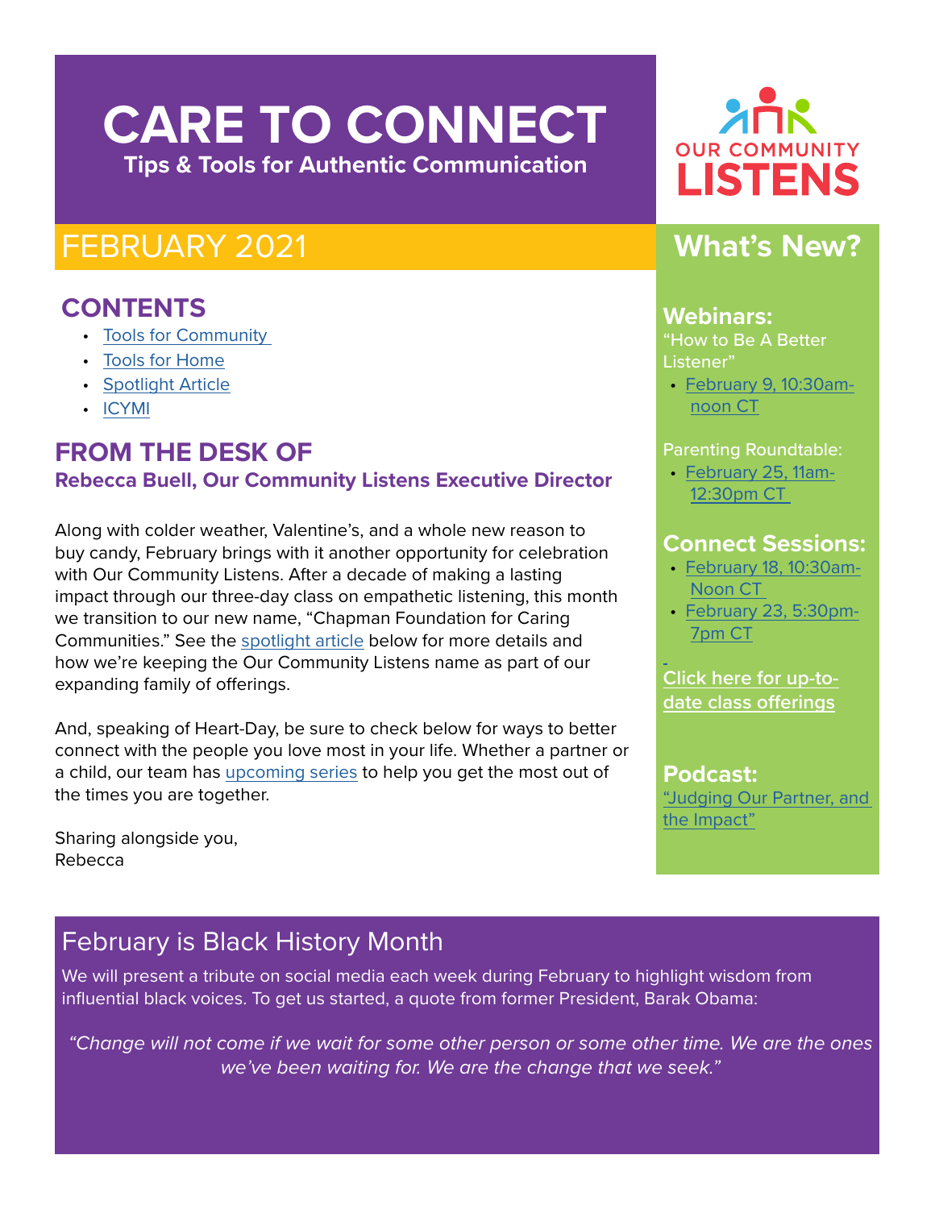# CARE TO CONNECT

**Tips & Tools for Authentic Communication**

OUR COMMUNITY LISTENS

## FEBRUARY 2021

## CONTENTS

- Tools for Community
- Tools for Home
- Spotlight Article
- ICYMI

## FROM THE DESK OF

**Rebecca Buell, Our Community Listens Executive Director**

Along with colder weather, Valentine's, and a whole new reason to buy candy, February brings with it another opportunity for celebration with Our Community Listens. After a decade of making a lasting impact through our three-day class on empathetic listening, this month we transition to our new name, "Chapman Foundation for Caring Communities." See the spotlight article below for more details and how we're keeping the Our Community Listens name as part of our expanding family of offerings.

And, speaking of Heart-Day, be sure to check below for ways to better connect with the people you love most in your life. Whether a partner or a child, our team has upcoming series to help you get the most out of the times you are together.

Sharing alongside you,
Rebecca

## What's New?

### Webinars:

"How to Be A Better Listener"

- February 9, 10:30am-noon CT

Parenting Roundtable:

- February 25, 11am-12:30pm CT

### Connect Sessions:

- February 18, 10:30am-Noon CT
- February 23, 5:30pm-7pm CT

Click here for up-to-date class offerings

### Podcast:

"Judging Our Partner, and the Impact"

## February is Black History Month

We will present a tribute on social media each week during February to highlight wisdom from influential black voices. To get us started, a quote from former President, Barak Obama:

*"Change will not come if we wait for some other person or some other time. We are the ones we've been waiting for. We are the change that we seek."*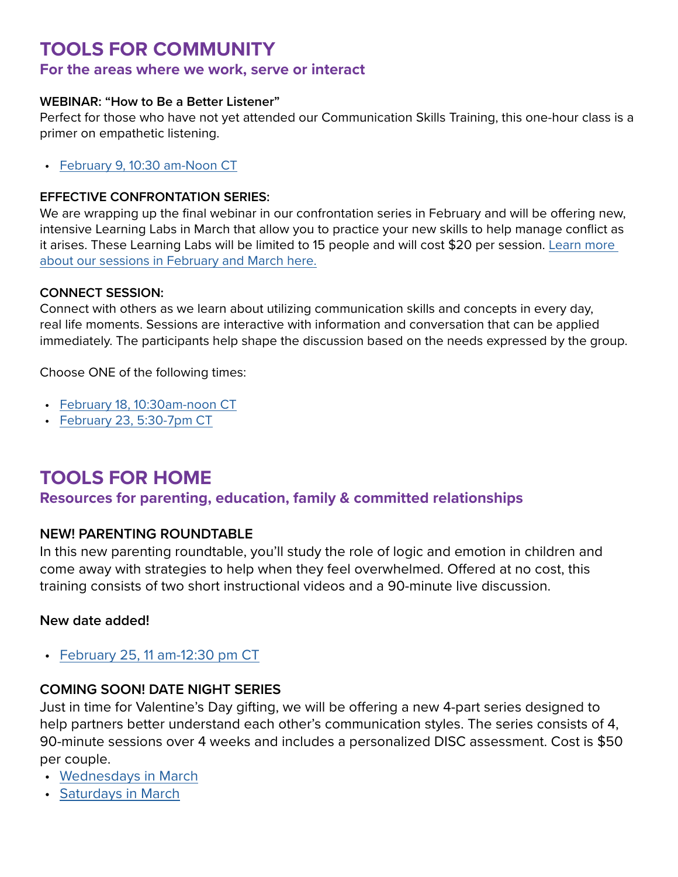# TOOLS FOR COMMUNITY

## For the areas where we work, serve or interact

**WEBINAR: "How to Be a Better Listener"**
Perfect for those who have not yet attended our Communication Skills Training, this one-hour class is a primer on empathetic listening.

- February 9, 10:30 am-Noon CT

**EFFECTIVE CONFRONTATION SERIES:**
We are wrapping up the final webinar in our confrontation series in February and will be offering new, intensive Learning Labs in March that allow you to practice your new skills to help manage conflict as it arises. These Learning Labs will be limited to 15 people and will cost $20 per session. Learn more about our sessions in February and March here.

**CONNECT SESSION:**
Connect with others as we learn about utilizing communication skills and concepts in every day, real life moments. Sessions are interactive with information and conversation that can be applied immediately. The participants help shape the discussion based on the needs expressed by the group.

Choose ONE of the following times:

- February 18, 10:30am-noon CT
- February 23, 5:30-7pm CT

# TOOLS FOR HOME

## Resources for parenting, education, family & committed relationships

**NEW! PARENTING ROUNDTABLE**
In this new parenting roundtable, you'll study the role of logic and emotion in children and come away with strategies to help when they feel overwhelmed. Offered at no cost, this training consists of two short instructional videos and a 90-minute live discussion.

**New date added!**

- February 25, 11 am-12:30 pm CT

**COMING SOON! DATE NIGHT SERIES**
Just in time for Valentine's Day gifting, we will be offering a new 4-part series designed to help partners better understand each other's communication styles. The series consists of 4, 90-minute sessions over 4 weeks and includes a personalized DISC assessment. Cost is $50 per couple.

- Wednesdays in March
- Saturdays in March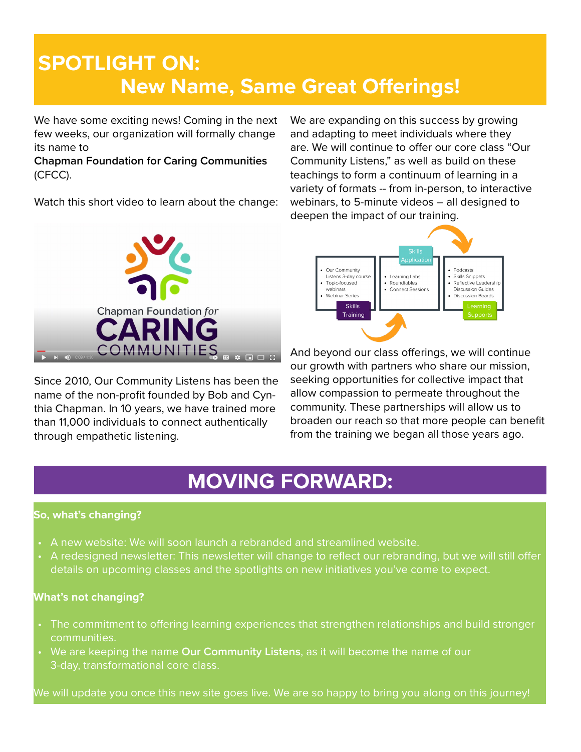# SPOTLIGHT ON: New Name, Same Great Offerings!

We have some exciting news! Coming in the next few weeks, our organization will formally change its name to
**Chapman Foundation for Caring Communities** (CFCC).

Watch this short video to learn about the change:

Since 2010, Our Community Listens has been the name of the non-profit founded by Bob and Cynthia Chapman. In 10 years, we have trained more than 11,000 individuals to connect authentically through empathetic listening.

We are expanding on this success by growing and adapting to meet individuals where they are. We will continue to offer our core class "Our Community Listens," as well as build on these teachings to form a continuum of learning in a variety of formats -- from in-person, to interactive webinars, to 5-minute videos – all designed to deepen the impact of our training.

**Skills Training**
- Our Community Listens 3-day course
- Topic-focused webinars
- Webinar Series

**Skills Application**
- Learning Labs
- Roundtables
- Connect Sessions

**Learning Supports**
- Podcasts
- Skills Snippets
- Reflective Leadership Discussion Guides
- Discussion Boards

And beyond our class offerings, we will continue our growth with partners who share our mission, seeking opportunities for collective impact that allow compassion to permeate throughout the community. These partnerships will allow us to broaden our reach so that more people can benefit from the training we began all those years ago.

# MOVING FORWARD:

**So, what's changing?**

- A new website: We will soon launch a rebranded and streamlined website.
- A redesigned newsletter: This newsletter will change to reflect our rebranding, but we will still offer details on upcoming classes and the spotlights on new initiatives you've come to expect.

**What's not changing?**

- The commitment to offering learning experiences that strengthen relationships and build stronger communities.
- We are keeping the name **Our Community Listens**, as it will become the name of our 3-day, transformational core class.

We will update you once this new site goes live. We are so happy to bring you along on this journey!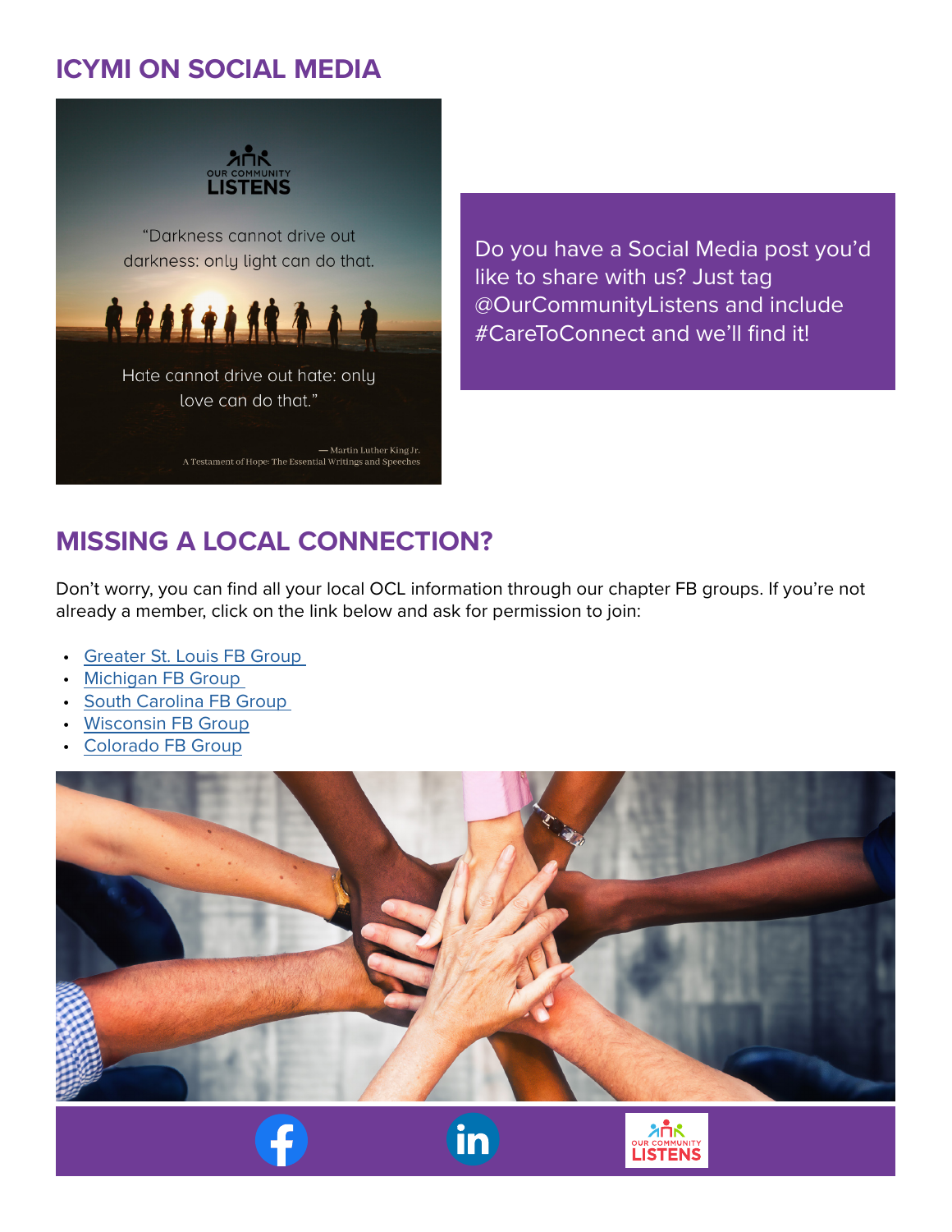## ICYMI ON SOCIAL MEDIA

OUR COMMUNITY LISTENS

"Darkness cannot drive out darkness: only light can do that.

Hate cannot drive out hate: only love can do that."

— Martin Luther King Jr.
A Testament of Hope: The Essential Writings and Speeches

Do you have a Social Media post you'd like to share with us? Just tag @OurCommunityListens and include #CareToConnect and we'll find it!

## MISSING A LOCAL CONNECTION?

Don't worry, you can find all your local OCL information through our chapter FB groups. If you're not already a member, click on the link below and ask for permission to join:

- Greater St. Louis FB Group
- Michigan FB Group
- South Carolina FB Group
- Wisconsin FB Group
- Colorado FB Group

OUR COMMUNITY LISTENS